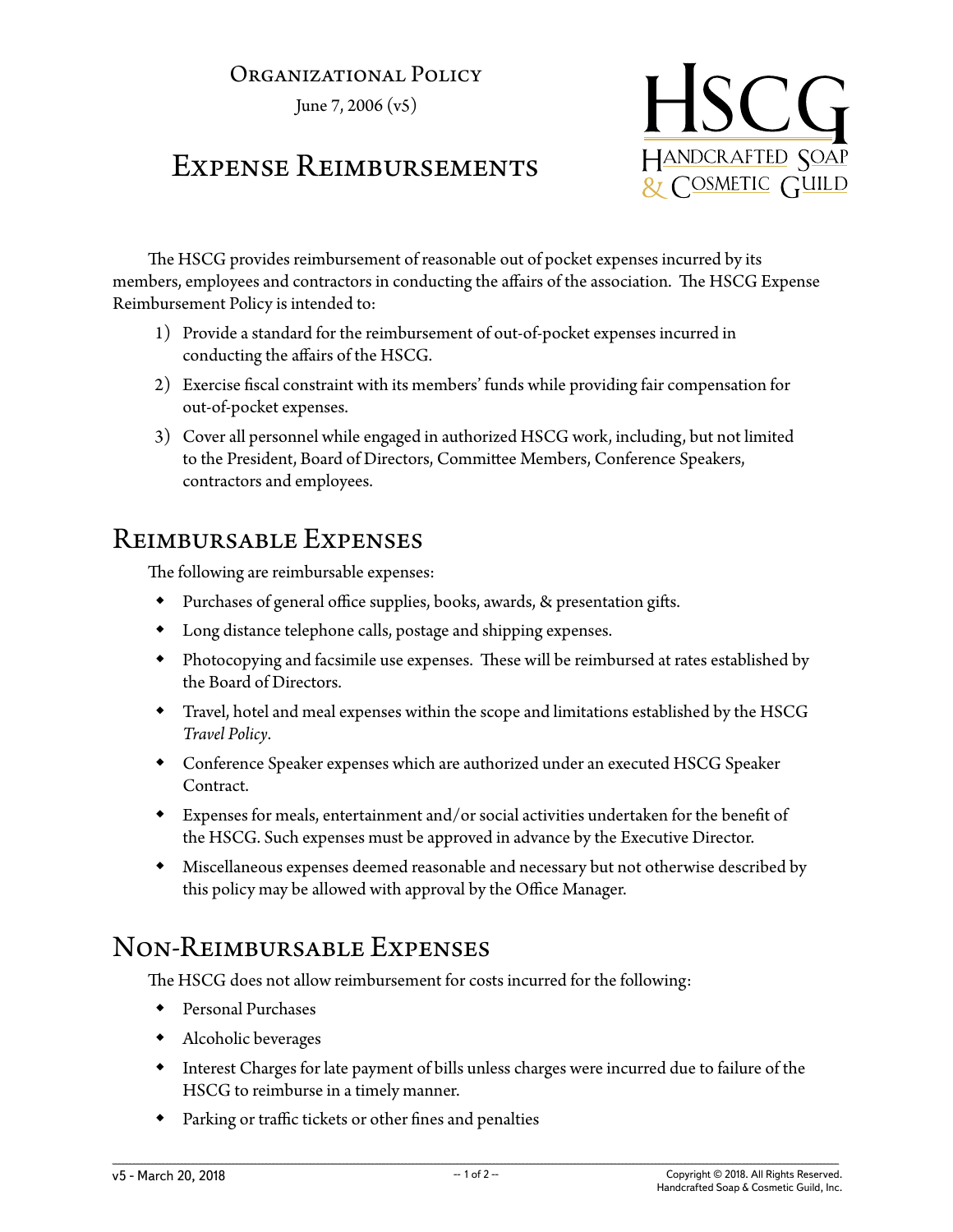Organizational Policy

June 7, 2006 (v5)

# Expense Reimbursements

HSCG
Handcrafted Soap & Cosmetic Guild

The HSCG provides reimbursement of reasonable out of pocket expenses incurred by its members, employees and contractors in conducting the affairs of the association. The HSCG Expense Reimbursement Policy is intended to:

1) Provide a standard for the reimbursement of out-of-pocket expenses incurred in conducting the affairs of the HSCG.
2) Exercise fiscal constraint with its members' funds while providing fair compensation for out-of-pocket expenses.
3) Cover all personnel while engaged in authorized HSCG work, including, but not limited to the President, Board of Directors, Committee Members, Conference Speakers, contractors and employees.

## Reimbursable Expenses

The following are reimbursable expenses:

- Purchases of general office supplies, books, awards, & presentation gifts.
- Long distance telephone calls, postage and shipping expenses.
- Photocopying and facsimile use expenses. These will be reimbursed at rates established by the Board of Directors.
- Travel, hotel and meal expenses within the scope and limitations established by the HSCG *Travel Policy*.
- Conference Speaker expenses which are authorized under an executed HSCG Speaker Contract.
- Expenses for meals, entertainment and/or social activities undertaken for the benefit of the HSCG. Such expenses must be approved in advance by the Executive Director.
- Miscellaneous expenses deemed reasonable and necessary but not otherwise described by this policy may be allowed with approval by the Office Manager.

## Non-Reimbursable Expenses

The HSCG does not allow reimbursement for costs incurred for the following:

- Personal Purchases
- Alcoholic beverages
- Interest Charges for late payment of bills unless charges were incurred due to failure of the HSCG to reimburse in a timely manner.
- Parking or traffic tickets or other fines and penalties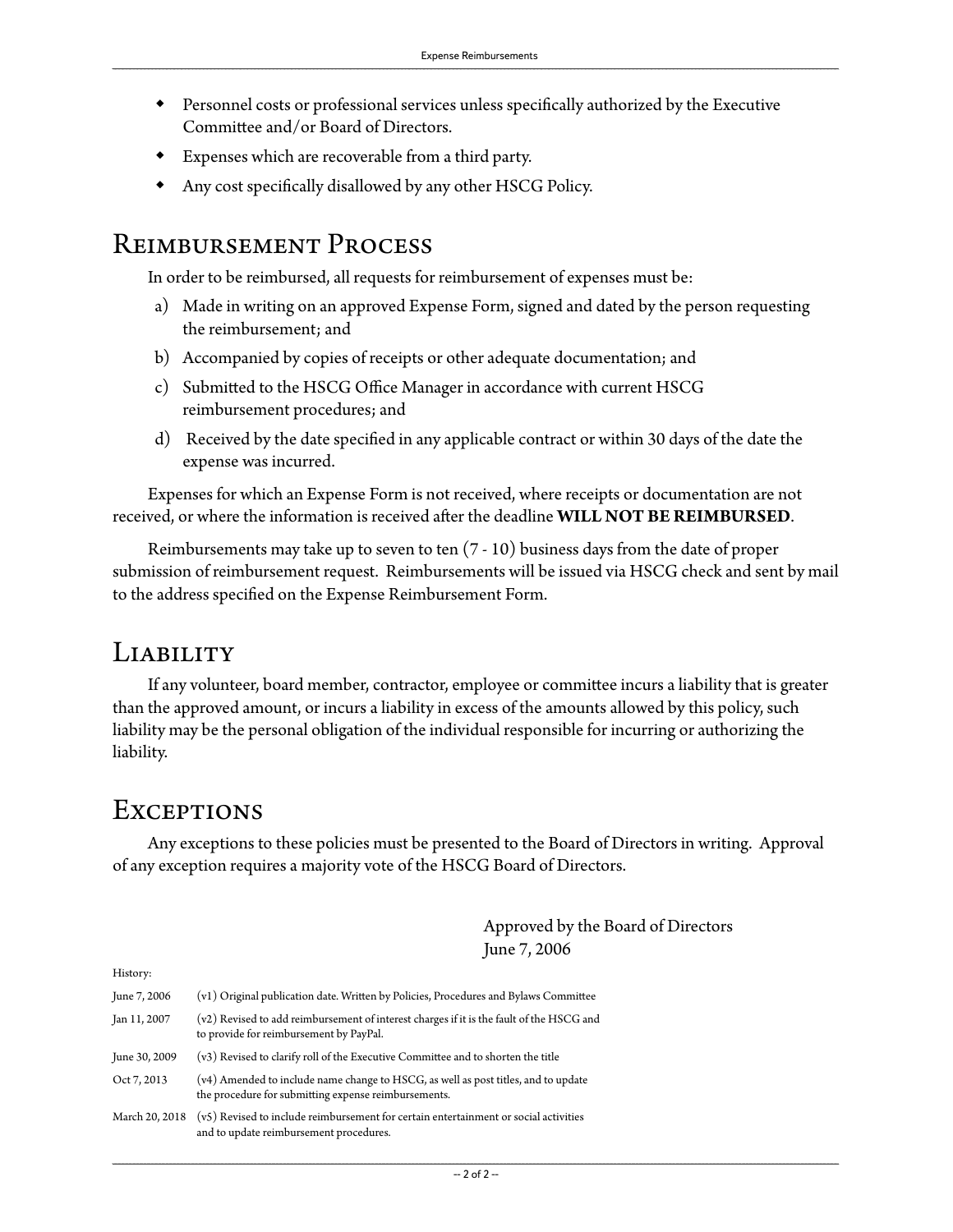- Personnel costs or professional services unless specifically authorized by the Executive Committee and/or Board of Directors.
- Expenses which are recoverable from a third party.
- Any cost specifically disallowed by any other HSCG Policy.

## Reimbursement Process

In order to be reimbursed, all requests for reimbursement of expenses must be:

a) Made in writing on an approved Expense Form, signed and dated by the person requesting the reimbursement; and

b) Accompanied by copies of receipts or other adequate documentation; and

c) Submitted to the HSCG Office Manager in accordance with current HSCG reimbursement procedures; and

d) Received by the date specified in any applicable contract or within 30 days of the date the expense was incurred.

Expenses for which an Expense Form is not received, where receipts or documentation are not received, or where the information is received after the deadline **WILL NOT BE REIMBURSED**.

Reimbursements may take up to seven to ten (7 - 10) business days from the date of proper submission of reimbursement request. Reimbursements will be issued via HSCG check and sent by mail to the address specified on the Expense Reimbursement Form.

## Liability

If any volunteer, board member, contractor, employee or committee incurs a liability that is greater than the approved amount, or incurs a liability in excess of the amounts allowed by this policy, such liability may be the personal obligation of the individual responsible for incurring or authorizing the liability.

## Exceptions

Any exceptions to these policies must be presented to the Board of Directors in writing. Approval of any exception requires a majority vote of the HSCG Board of Directors.

Approved by the Board of Directors
June 7, 2006

History:

| | |
|---|---|
| June 7, 2006 | (v1) Original publication date. Written by Policies, Procedures and Bylaws Committee |
| Jan 11, 2007 | (v2) Revised to add reimbursement of interest charges if it is the fault of the HSCG and to provide for reimbursement by PayPal. |
| June 30, 2009 | (v3) Revised to clarify roll of the Executive Committee and to shorten the title |
| Oct 7, 2013 | (v4) Amended to include name change to HSCG, as well as post titles, and to update the procedure for submitting expense reimbursements. |
| March 20, 2018 | (v5) Revised to include reimbursement for certain entertainment or social activities and to update reimbursement procedures. |